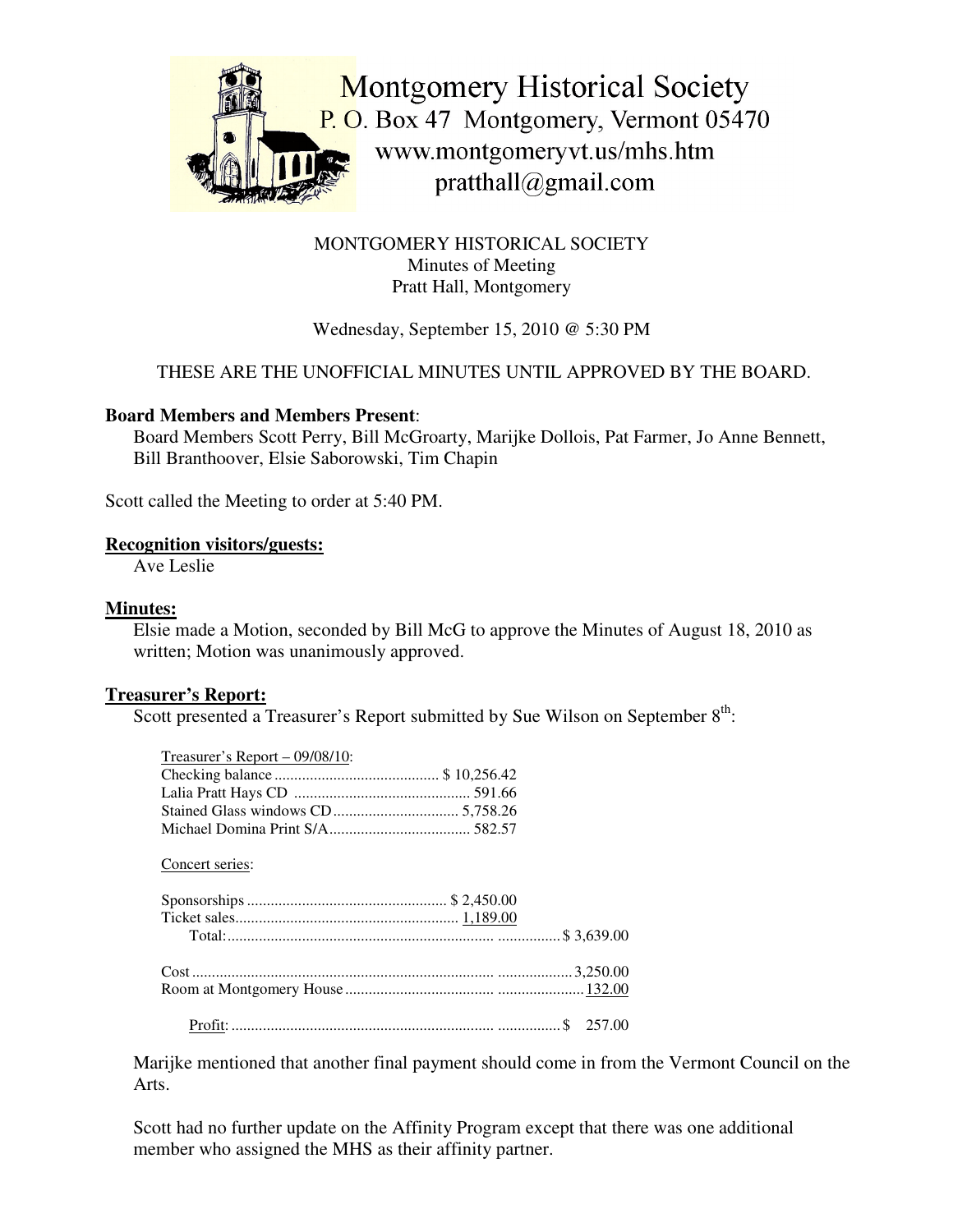Montgomery Historical Society
P. O. Box 47 Montgomery, Vermont 05470
www.montgomeryvt.us/mhs.htm
pratthall@gmail.com

MONTGOMERY HISTORICAL SOCIETY
Minutes of Meeting
Pratt Hall, Montgomery

Wednesday, September 15, 2010 @ 5:30 PM

THESE ARE THE UNOFFICIAL MINUTES UNTIL APPROVED BY THE BOARD.

**Board Members and Members Present**:
Board Members Scott Perry, Bill McGroarty, Marijke Dollois, Pat Farmer, Jo Anne Bennett, Bill Branthoover, Elsie Saborowski, Tim Chapin

Scott called the Meeting to order at 5:40 PM.

**Recognition visitors/guests:**
Ave Leslie

**Minutes:**
Elsie made a Motion, seconded by Bill McG to approve the Minutes of August 18, 2010 as written; Motion was unanimously approved.

**Treasurer's Report:**
Scott presented a Treasurer's Report submitted by Sue Wilson on September 8th:

Treasurer's Report – 09/08/10:

| | |
|---|---|
| Checking balance | $ 10,256.42 |
| Lalia Pratt Hays CD | 591.66 |
| Stained Glass windows CD | 5,758.26 |
| Michael Domina Print S/A | 582.57 |

Concert series:

| | | |
|---|---|---|
| Sponsorships | $ 2,450.00 | |
| Ticket sales | 1,189.00 | |
| Total: | | $ 3,639.00 |
| Cost | | 3,250.00 |
| Room at Montgomery House | | 132.00 |
| Profit: | | $ 257.00 |

Marijke mentioned that another final payment should come in from the Vermont Council on the Arts.

Scott had no further update on the Affinity Program except that there was one additional member who assigned the MHS as their affinity partner.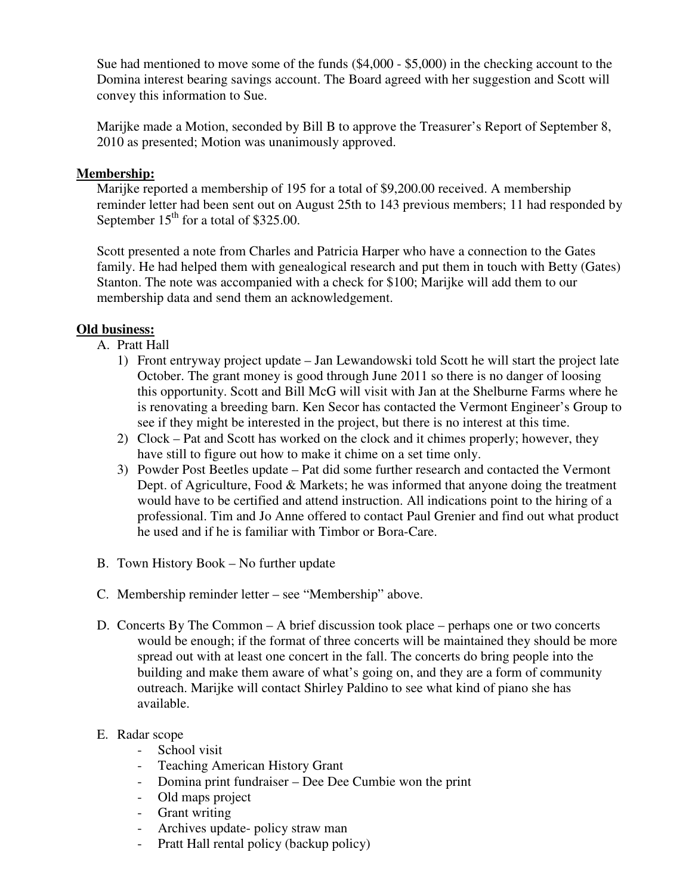Sue had mentioned to move some of the funds ($4,000 - $5,000) in the checking account to the Domina interest bearing savings account. The Board agreed with her suggestion and Scott will convey this information to Sue.

Marijke made a Motion, seconded by Bill B to approve the Treasurer's Report of September 8, 2010 as presented; Motion was unanimously approved.

**Membership:**

Marijke reported a membership of 195 for a total of $9,200.00 received. A membership reminder letter had been sent out on August 25th to 143 previous members; 11 had responded by September 15th for a total of $325.00.

Scott presented a note from Charles and Patricia Harper who have a connection to the Gates family. He had helped them with genealogical research and put them in touch with Betty (Gates) Stanton. The note was accompanied with a check for $100; Marijke will add them to our membership data and send them an acknowledgement.

**Old business:**

A. Pratt Hall
   1) Front entryway project update – Jan Lewandowski told Scott he will start the project late October. The grant money is good through June 2011 so there is no danger of loosing this opportunity. Scott and Bill McG will visit with Jan at the Shelburne Farms where he is renovating a breeding barn. Ken Secor has contacted the Vermont Engineer's Group to see if they might be interested in the project, but there is no interest at this time.
   2) Clock – Pat and Scott has worked on the clock and it chimes properly; however, they have still to figure out how to make it chime on a set time only.
   3) Powder Post Beetles update – Pat did some further research and contacted the Vermont Dept. of Agriculture, Food & Markets; he was informed that anyone doing the treatment would have to be certified and attend instruction. All indications point to the hiring of a professional. Tim and Jo Anne offered to contact Paul Grenier and find out what product he used and if he is familiar with Timbor or Bora-Care.

B. Town History Book – No further update

C. Membership reminder letter – see "Membership" above.

D. Concerts By The Common – A brief discussion took place – perhaps one or two concerts would be enough; if the format of three concerts will be maintained they should be more spread out with at least one concert in the fall. The concerts do bring people into the building and make them aware of what's going on, and they are a form of community outreach. Marijke will contact Shirley Paldino to see what kind of piano she has available.

E. Radar scope
   - School visit
   - Teaching American History Grant
   - Domina print fundraiser – Dee Dee Cumbie won the print
   - Old maps project
   - Grant writing
   - Archives update- policy straw man
   - Pratt Hall rental policy (backup policy)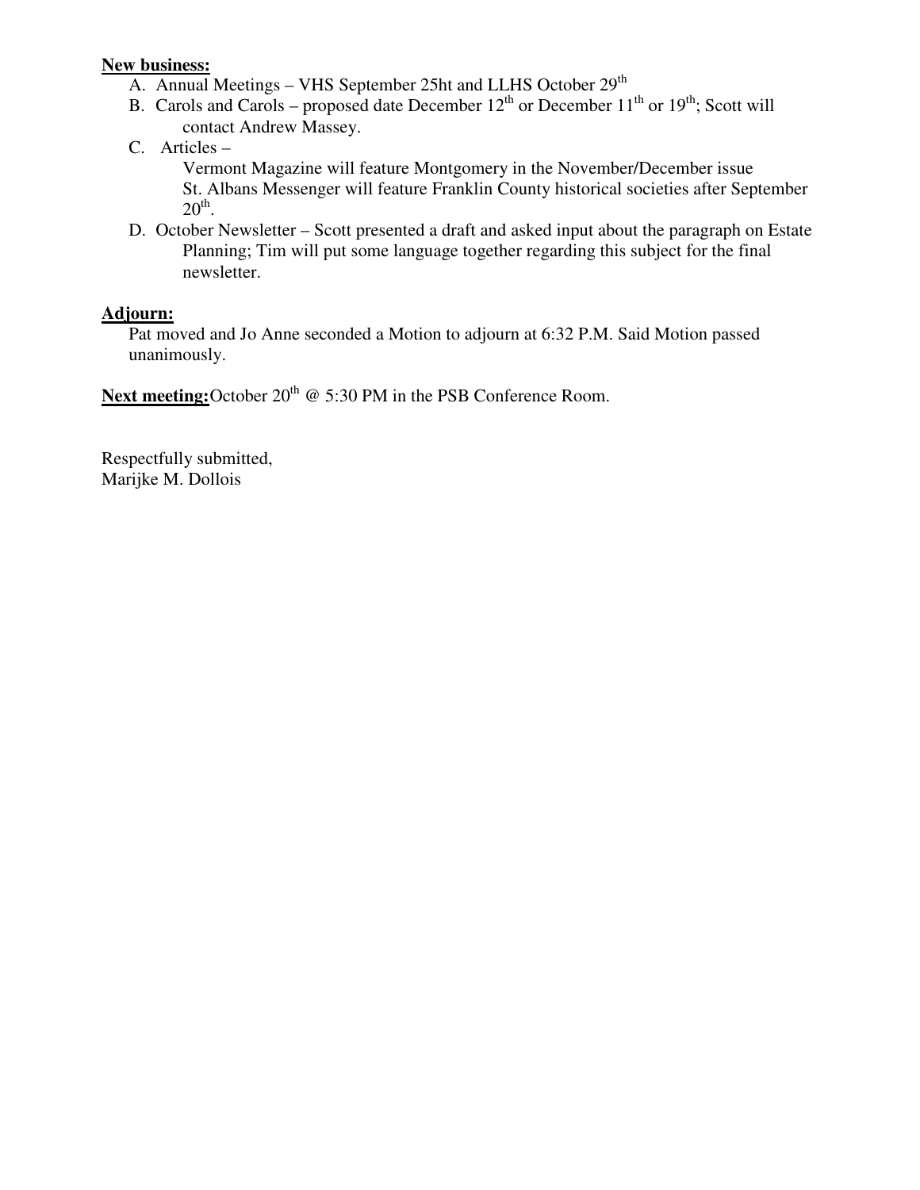**New business:**

A. Annual Meetings – VHS September 25ht and LLHS October 29th
B. Carols and Carols – proposed date December 12th or December 11th or 19th; Scott will contact Andrew Massey.
C. Articles –
   Vermont Magazine will feature Montgomery in the November/December issue
   St. Albans Messenger will feature Franklin County historical societies after September 20th.
D. October Newsletter – Scott presented a draft and asked input about the paragraph on Estate Planning; Tim will put some language together regarding this subject for the final newsletter.

**Adjourn:**

Pat moved and Jo Anne seconded a Motion to adjourn at 6:32 P.M. Said Motion passed unanimously.

**Next meeting:** October 20th @ 5:30 PM in the PSB Conference Room.

Respectfully submitted,
Marijke M. Dollois